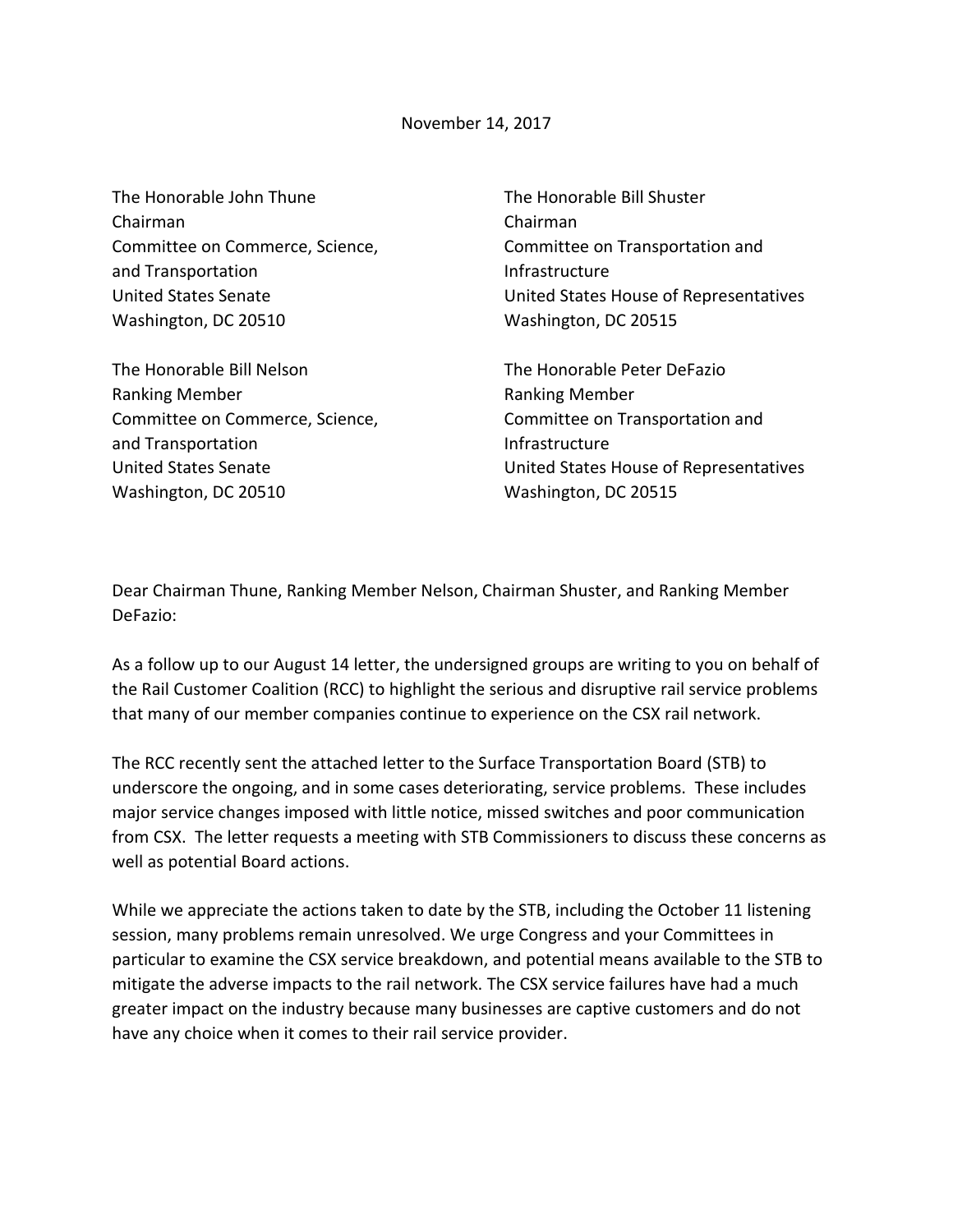November 14, 2017

The Honorable John Thune
Chairman
Committee on Commerce, Science,
and Transportation
United States Senate
Washington, DC 20510

The Honorable Bill Shuster
Chairman
Committee on Transportation and
Infrastructure
United States House of Representatives
Washington, DC 20515

The Honorable Bill Nelson
Ranking Member
Committee on Commerce, Science,
and Transportation
United States Senate
Washington, DC 20510

The Honorable Peter DeFazio
Ranking Member
Committee on Transportation and
Infrastructure
United States House of Representatives
Washington, DC 20515

Dear Chairman Thune, Ranking Member Nelson, Chairman Shuster, and Ranking Member DeFazio:

As a follow up to our August 14 letter, the undersigned groups are writing to you on behalf of the Rail Customer Coalition (RCC) to highlight the serious and disruptive rail service problems that many of our member companies continue to experience on the CSX rail network.

The RCC recently sent the attached letter to the Surface Transportation Board (STB) to underscore the ongoing, and in some cases deteriorating, service problems. These includes major service changes imposed with little notice, missed switches and poor communication from CSX. The letter requests a meeting with STB Commissioners to discuss these concerns as well as potential Board actions.

While we appreciate the actions taken to date by the STB, including the October 11 listening session, many problems remain unresolved. We urge Congress and your Committees in particular to examine the CSX service breakdown, and potential means available to the STB to mitigate the adverse impacts to the rail network. The CSX service failures have had a much greater impact on the industry because many businesses are captive customers and do not have any choice when it comes to their rail service provider.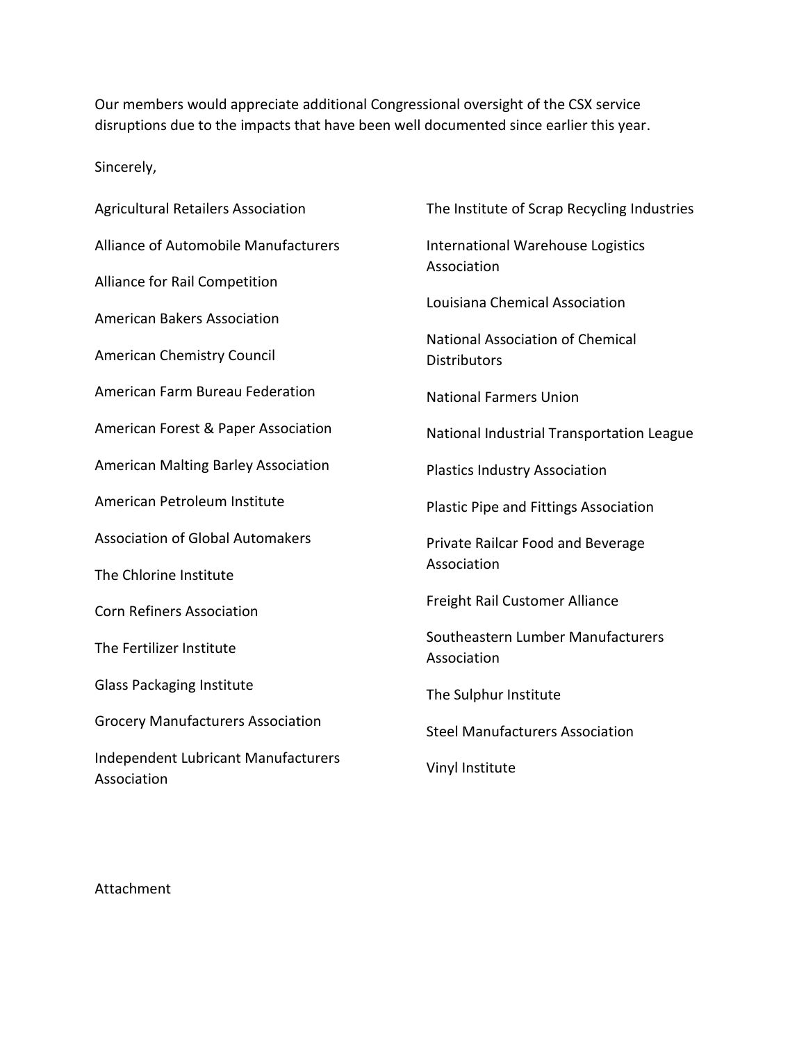Our members would appreciate additional Congressional oversight of the CSX service disruptions due to the impacts that have been well documented since earlier this year.

Sincerely,

Agricultural Retailers Association

Alliance of Automobile Manufacturers

Alliance for Rail Competition

American Bakers Association

American Chemistry Council

American Farm Bureau Federation

American Forest & Paper Association

American Malting Barley Association

American Petroleum Institute

Association of Global Automakers

The Chlorine Institute

Corn Refiners Association

The Fertilizer Institute

Glass Packaging Institute

Grocery Manufacturers Association

Independent Lubricant Manufacturers Association

The Institute of Scrap Recycling Industries

International Warehouse Logistics Association

Louisiana Chemical Association

National Association of Chemical Distributors

National Farmers Union

National Industrial Transportation League

Plastics Industry Association

Plastic Pipe and Fittings Association

Private Railcar Food and Beverage Association

Freight Rail Customer Alliance

Southeastern Lumber Manufacturers Association

The Sulphur Institute

Steel Manufacturers Association

Vinyl Institute

Attachment